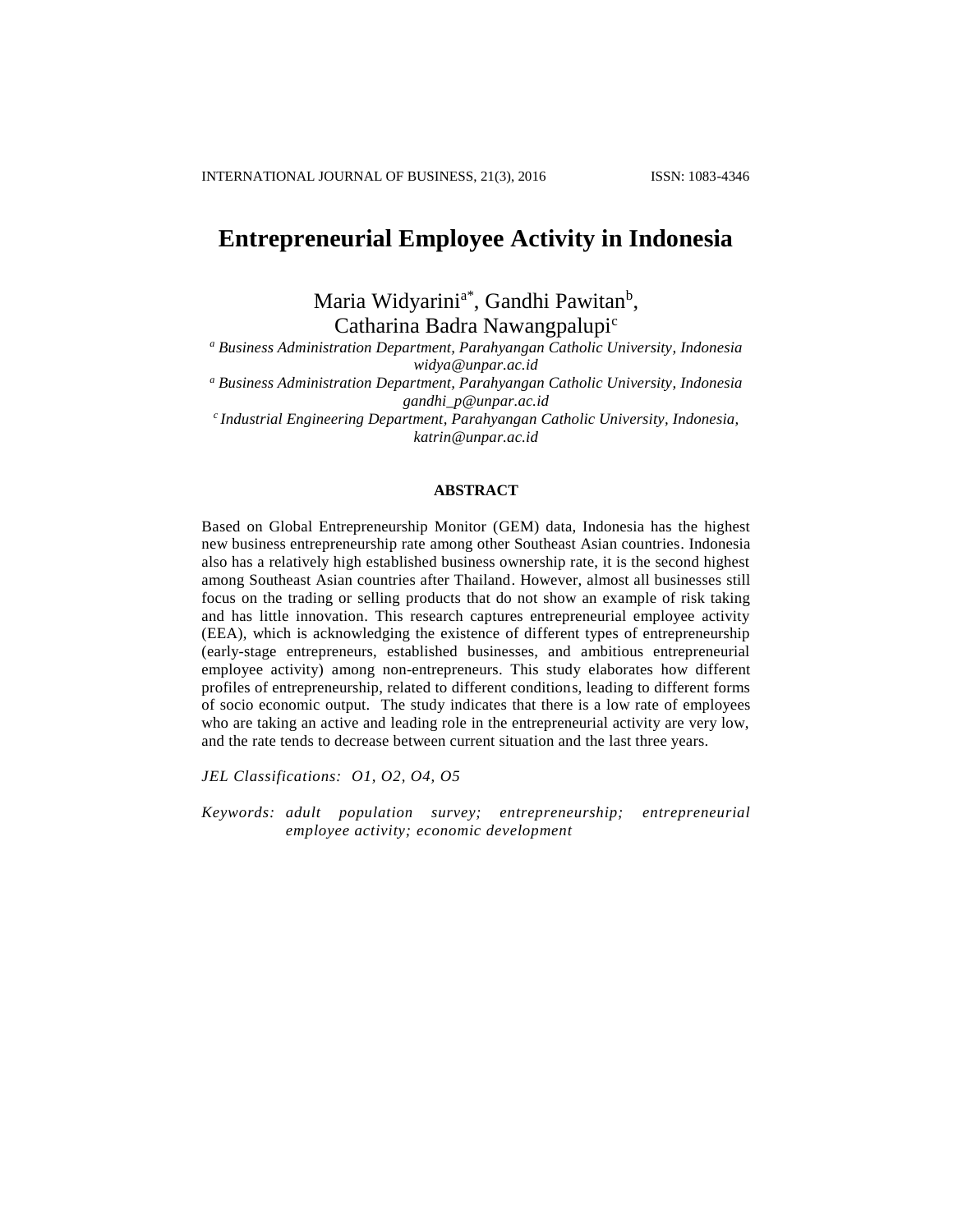# Entrepreneurial Employee Activity in Indonesia

Maria Widyarini[a*], Gandhi Pawitan[b],
Catharina Badra Nawangpalupi[c]

[a] *Business Administration Department, Parahyangan Catholic University, Indonesia*
*widya@unpar.ac.id*

[a] *Business Administration Department, Parahyangan Catholic University, Indonesia*
*gandhi_p@unpar.ac.id*

[c] *Industrial Engineering Department, Parahyangan Catholic University, Indonesia,*
*katrin@unpar.ac.id*

## ABSTRACT

Based on Global Entrepreneurship Monitor (GEM) data, Indonesia has the highest new business entrepreneurship rate among other Southeast Asian countries. Indonesia also has a relatively high established business ownership rate, it is the second highest among Southeast Asian countries after Thailand. However, almost all businesses still focus on the trading or selling products that do not show an example of risk taking and has little innovation. This research captures entrepreneurial employee activity (EEA), which is acknowledging the existence of different types of entrepreneurship (early-stage entrepreneurs, established businesses, and ambitious entrepreneurial employee activity) among non-entrepreneurs. This study elaborates how different profiles of entrepreneurship, related to different conditions, leading to different forms of socio economic output. The study indicates that there is a low rate of employees who are taking an active and leading role in the entrepreneurial activity are very low, and the rate tends to decrease between current situation and the last three years.

*JEL Classifications: O1, O2, O4, O5*

*Keywords: adult population survey; entrepreneurship; entrepreneurial employee activity; economic development*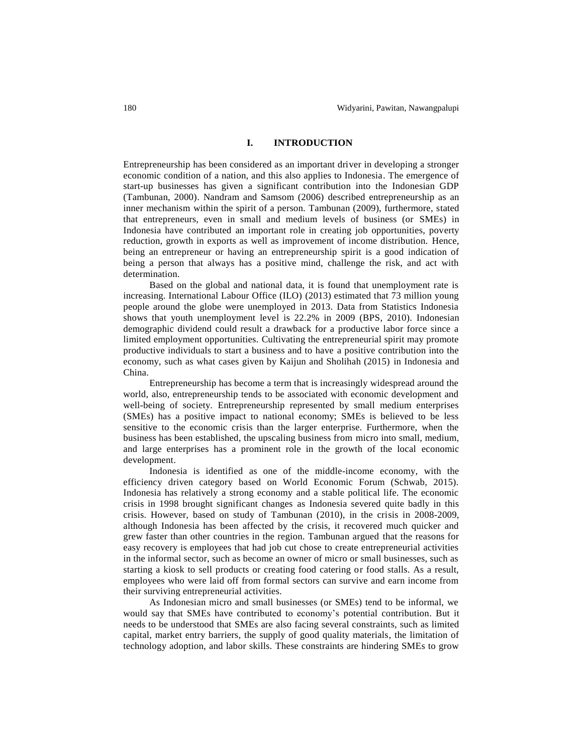# I. INTRODUCTION

Entrepreneurship has been considered as an important driver in developing a stronger economic condition of a nation, and this also applies to Indonesia. The emergence of start-up businesses has given a significant contribution into the Indonesian GDP (Tambunan, 2000). Nandram and Samsom (2006) described entrepreneurship as an inner mechanism within the spirit of a person. Tambunan (2009), furthermore, stated that entrepreneurs, even in small and medium levels of business (or SMEs) in Indonesia have contributed an important role in creating job opportunities, poverty reduction, growth in exports as well as improvement of income distribution. Hence, being an entrepreneur or having an entrepreneurship spirit is a good indication of being a person that always has a positive mind, challenge the risk, and act with determination.

Based on the global and national data, it is found that unemployment rate is increasing. International Labour Office (ILO) (2013) estimated that 73 million young people around the globe were unemployed in 2013. Data from Statistics Indonesia shows that youth unemployment level is 22.2% in 2009 (BPS, 2010). Indonesian demographic dividend could result a drawback for a productive labor force since a limited employment opportunities. Cultivating the entrepreneurial spirit may promote productive individuals to start a business and to have a positive contribution into the economy, such as what cases given by Kaijun and Sholihah (2015) in Indonesia and China.

Entrepreneurship has become a term that is increasingly widespread around the world, also, entrepreneurship tends to be associated with economic development and well-being of society. Entrepreneurship represented by small medium enterprises (SMEs) has a positive impact to national economy; SMEs is believed to be less sensitive to the economic crisis than the larger enterprise. Furthermore, when the business has been established, the upscaling business from micro into small, medium, and large enterprises has a prominent role in the growth of the local economic development.

Indonesia is identified as one of the middle-income economy, with the efficiency driven category based on World Economic Forum (Schwab, 2015). Indonesia has relatively a strong economy and a stable political life. The economic crisis in 1998 brought significant changes as Indonesia severed quite badly in this crisis. However, based on study of Tambunan (2010), in the crisis in 2008-2009, although Indonesia has been affected by the crisis, it recovered much quicker and grew faster than other countries in the region. Tambunan argued that the reasons for easy recovery is employees that had job cut chose to create entrepreneurial activities in the informal sector, such as become an owner of micro or small businesses, such as starting a kiosk to sell products or creating food catering or food stalls. As a result, employees who were laid off from formal sectors can survive and earn income from their surviving entrepreneurial activities.

As Indonesian micro and small businesses (or SMEs) tend to be informal, we would say that SMEs have contributed to economy's potential contribution. But it needs to be understood that SMEs are also facing several constraints, such as limited capital, market entry barriers, the supply of good quality materials, the limitation of technology adoption, and labor skills. These constraints are hindering SMEs to grow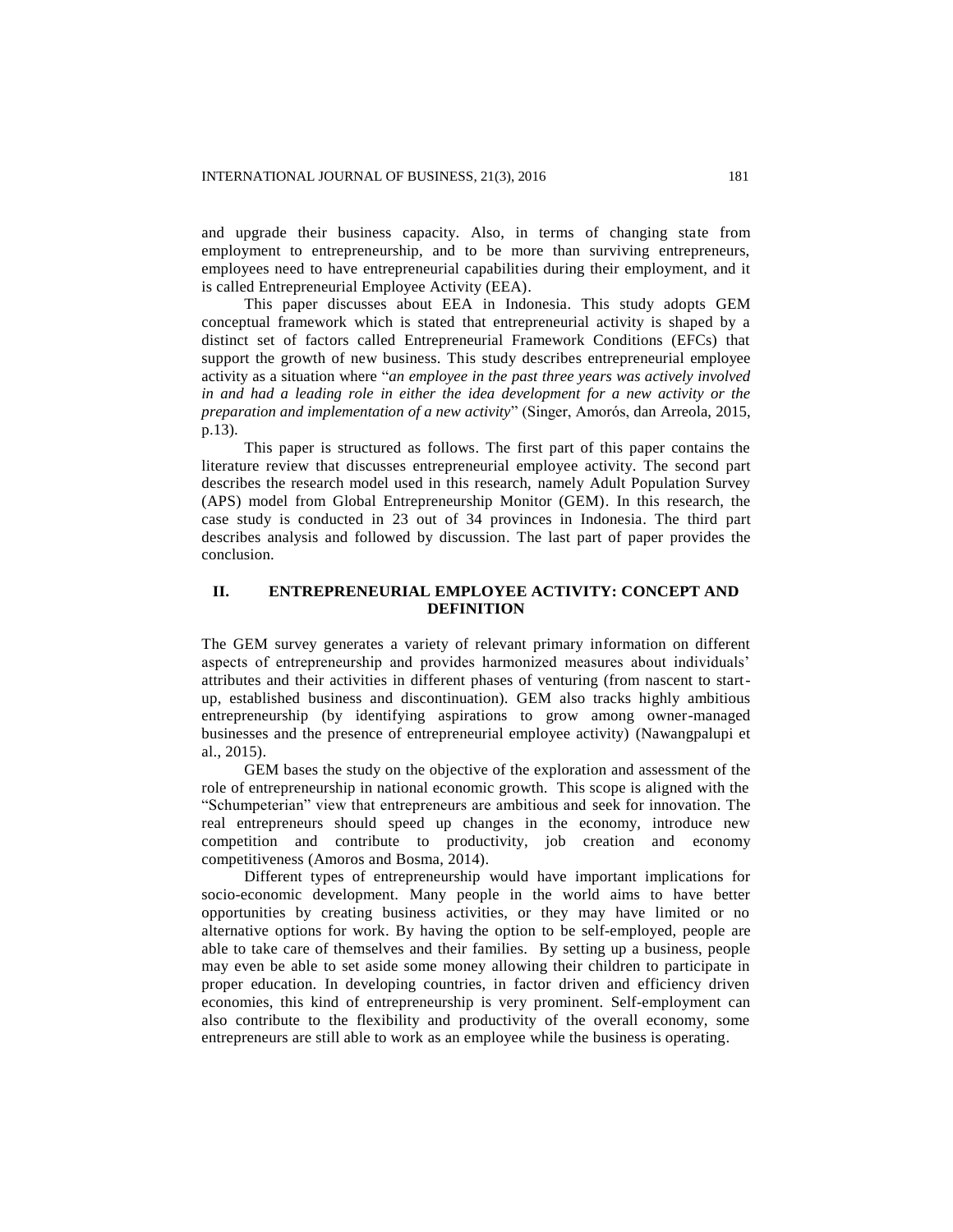and upgrade their business capacity. Also, in terms of changing state from employment to entrepreneurship, and to be more than surviving entrepreneurs, employees need to have entrepreneurial capabilities during their employment, and it is called Entrepreneurial Employee Activity (EEA).

This paper discusses about EEA in Indonesia. This study adopts GEM conceptual framework which is stated that entrepreneurial activity is shaped by a distinct set of factors called Entrepreneurial Framework Conditions (EFCs) that support the growth of new business. This study describes entrepreneurial employee activity as a situation where "*an employee in the past three years was actively involved in and had a leading role in either the idea development for a new activity or the preparation and implementation of a new activity*" (Singer, Amorós, dan Arreola, 2015, p.13).

This paper is structured as follows. The first part of this paper contains the literature review that discusses entrepreneurial employee activity. The second part describes the research model used in this research, namely Adult Population Survey (APS) model from Global Entrepreneurship Monitor (GEM). In this research, the case study is conducted in 23 out of 34 provinces in Indonesia. The third part describes analysis and followed by discussion. The last part of paper provides the conclusion.

## II. ENTREPRENEURIAL EMPLOYEE ACTIVITY: CONCEPT AND DEFINITION

The GEM survey generates a variety of relevant primary information on different aspects of entrepreneurship and provides harmonized measures about individuals' attributes and their activities in different phases of venturing (from nascent to start-up, established business and discontinuation). GEM also tracks highly ambitious entrepreneurship (by identifying aspirations to grow among owner-managed businesses and the presence of entrepreneurial employee activity) (Nawangpalupi et al., 2015).

GEM bases the study on the objective of the exploration and assessment of the role of entrepreneurship in national economic growth. This scope is aligned with the "Schumpeterian" view that entrepreneurs are ambitious and seek for innovation. The real entrepreneurs should speed up changes in the economy, introduce new competition and contribute to productivity, job creation and economy competitiveness (Amoros and Bosma, 2014).

Different types of entrepreneurship would have important implications for socio-economic development. Many people in the world aims to have better opportunities by creating business activities, or they may have limited or no alternative options for work. By having the option to be self-employed, people are able to take care of themselves and their families. By setting up a business, people may even be able to set aside some money allowing their children to participate in proper education. In developing countries, in factor driven and efficiency driven economies, this kind of entrepreneurship is very prominent. Self-employment can also contribute to the flexibility and productivity of the overall economy, some entrepreneurs are still able to work as an employee while the business is operating.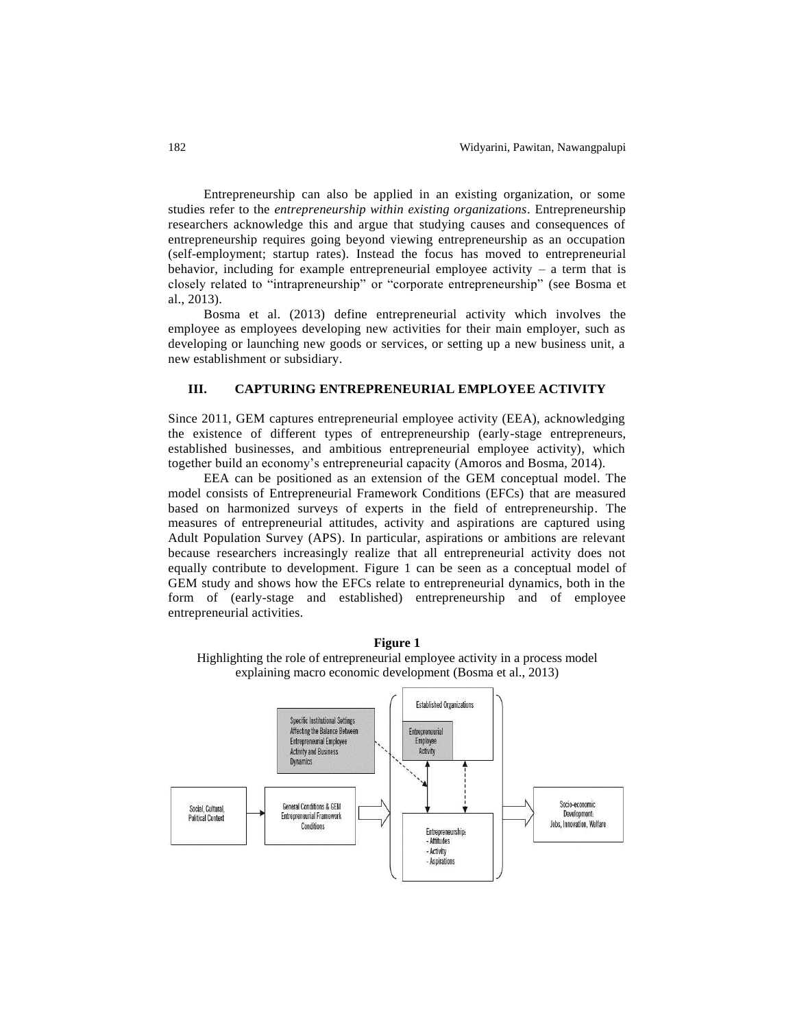Entrepreneurship can also be applied in an existing organization, or some studies refer to the *entrepreneurship within existing organizations*. Entrepreneurship researchers acknowledge this and argue that studying causes and consequences of entrepreneurship requires going beyond viewing entrepreneurship as an occupation (self-employment; startup rates). Instead the focus has moved to entrepreneurial behavior, including for example entrepreneurial employee activity – a term that is closely related to "intrapreneurship" or "corporate entrepreneurship" (see Bosma et al., 2013).

Bosma et al. (2013) define entrepreneurial activity which involves the employee as employees developing new activities for their main employer, such as developing or launching new goods or services, or setting up a new business unit, a new establishment or subsidiary.

## III. CAPTURING ENTREPRENEURIAL EMPLOYEE ACTIVITY

Since 2011, GEM captures entrepreneurial employee activity (EEA), acknowledging the existence of different types of entrepreneurship (early-stage entrepreneurs, established businesses, and ambitious entrepreneurial employee activity), which together build an economy's entrepreneurial capacity (Amoros and Bosma, 2014).

EEA can be positioned as an extension of the GEM conceptual model. The model consists of Entrepreneurial Framework Conditions (EFCs) that are measured based on harmonized surveys of experts in the field of entrepreneurship. The measures of entrepreneurial attitudes, activity and aspirations are captured using Adult Population Survey (APS). In particular, aspirations or ambitions are relevant because researchers increasingly realize that all entrepreneurial activity does not equally contribute to development. Figure 1 can be seen as a conceptual model of GEM study and shows how the EFCs relate to entrepreneurial dynamics, both in the form of (early-stage and established) entrepreneurship and of employee entrepreneurial activities.

**Figure 1**

Highlighting the role of entrepreneurial employee activity in a process model explaining macro economic development (Bosma et al., 2013)

Specific Institutional Settings Affecting the Balance Between Entrepreneurial Employee Activity and Business Dynamics

Established Organizations

Entrepreneurial Employee Activity

Social, Cultural, Political Context

General Conditions & GEM Entrepreneurial Framework Conditions

Entrepreneurship:
- Attitudes
- Activity
- Aspirations

Socio-economic Development: Jobs, Innovation, Welfare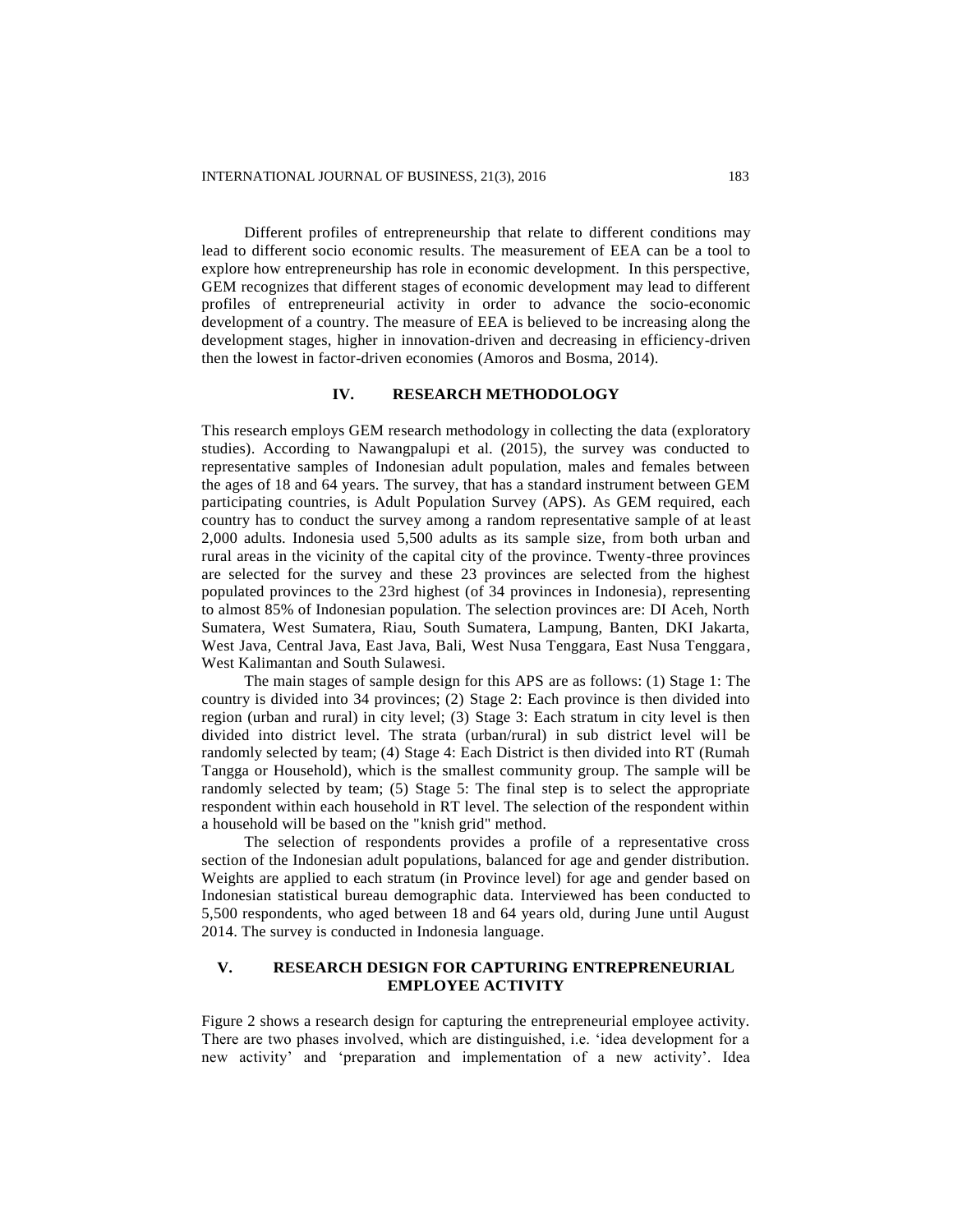Different profiles of entrepreneurship that relate to different conditions may lead to different socio economic results. The measurement of EEA can be a tool to explore how entrepreneurship has role in economic development. In this perspective, GEM recognizes that different stages of economic development may lead to different profiles of entrepreneurial activity in order to advance the socio-economic development of a country. The measure of EEA is believed to be increasing along the development stages, higher in innovation-driven and decreasing in efficiency-driven then the lowest in factor-driven economies (Amoros and Bosma, 2014).

## IV. RESEARCH METHODOLOGY

This research employs GEM research methodology in collecting the data (exploratory studies). According to Nawangpalupi et al. (2015), the survey was conducted to representative samples of Indonesian adult population, males and females between the ages of 18 and 64 years. The survey, that has a standard instrument between GEM participating countries, is Adult Population Survey (APS). As GEM required, each country has to conduct the survey among a random representative sample of at least 2,000 adults. Indonesia used 5,500 adults as its sample size, from both urban and rural areas in the vicinity of the capital city of the province. Twenty-three provinces are selected for the survey and these 23 provinces are selected from the highest populated provinces to the 23rd highest (of 34 provinces in Indonesia), representing to almost 85% of Indonesian population. The selection provinces are: DI Aceh, North Sumatera, West Sumatera, Riau, South Sumatera, Lampung, Banten, DKI Jakarta, West Java, Central Java, East Java, Bali, West Nusa Tenggara, East Nusa Tenggara, West Kalimantan and South Sulawesi.

The main stages of sample design for this APS are as follows: (1) Stage 1: The country is divided into 34 provinces; (2) Stage 2: Each province is then divided into region (urban and rural) in city level; (3) Stage 3: Each stratum in city level is then divided into district level. The strata (urban/rural) in sub district level will be randomly selected by team; (4) Stage 4: Each District is then divided into RT (Rumah Tangga or Household), which is the smallest community group. The sample will be randomly selected by team; (5) Stage 5: The final step is to select the appropriate respondent within each household in RT level. The selection of the respondent within a household will be based on the "knish grid" method.

The selection of respondents provides a profile of a representative cross section of the Indonesian adult populations, balanced for age and gender distribution. Weights are applied to each stratum (in Province level) for age and gender based on Indonesian statistical bureau demographic data. Interviewed has been conducted to 5,500 respondents, who aged between 18 and 64 years old, during June until August 2014. The survey is conducted in Indonesia language.

## V. RESEARCH DESIGN FOR CAPTURING ENTREPRENEURIAL EMPLOYEE ACTIVITY

Figure 2 shows a research design for capturing the entrepreneurial employee activity. There are two phases involved, which are distinguished, i.e. 'idea development for a new activity' and 'preparation and implementation of a new activity'. Idea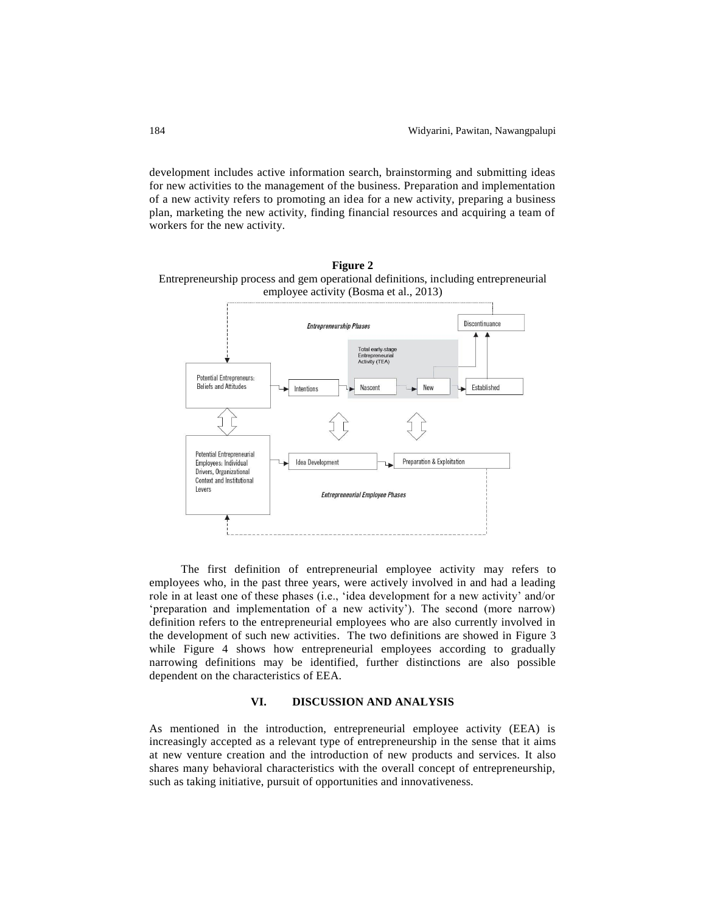development includes active information search, brainstorming and submitting ideas for new activities to the management of the business. Preparation and implementation of a new activity refers to promoting an idea for a new activity, preparing a business plan, marketing the new activity, finding financial resources and acquiring a team of workers for the new activity.

**Figure 2**

Entrepreneurship process and gem operational definitions, including entrepreneurial employee activity (Bosma et al., 2013)

The first definition of entrepreneurial employee activity may refers to employees who, in the past three years, were actively involved in and had a leading role in at least one of these phases (i.e., 'idea development for a new activity' and/or 'preparation and implementation of a new activity'). The second (more narrow) definition refers to the entrepreneurial employees who are also currently involved in the development of such new activities. The two definitions are showed in Figure 3 while Figure 4 shows how entrepreneurial employees according to gradually narrowing definitions may be identified, further distinctions are also possible dependent on the characteristics of EEA.

## VI. DISCUSSION AND ANALYSIS

As mentioned in the introduction, entrepreneurial employee activity (EEA) is increasingly accepted as a relevant type of entrepreneurship in the sense that it aims at new venture creation and the introduction of new products and services. It also shares many behavioral characteristics with the overall concept of entrepreneurship, such as taking initiative, pursuit of opportunities and innovativeness.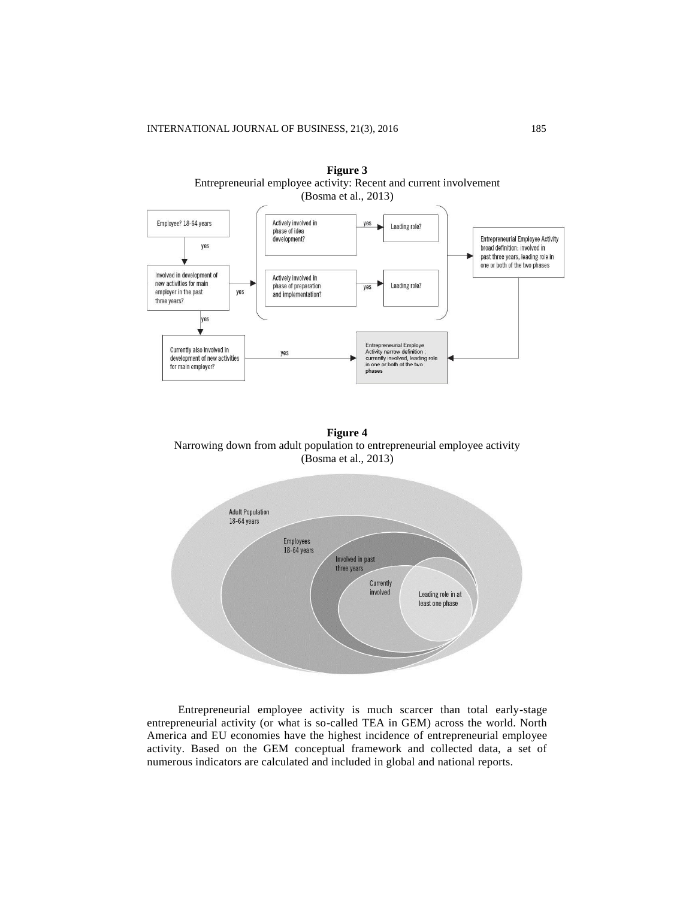**Figure 3**
Entrepreneurial employee activity: Recent and current involvement
(Bosma et al., 2013)

**Figure 4**
Narrowing down from adult population to entrepreneurial employee activity
(Bosma et al., 2013)

Entrepreneurial employee activity is much scarcer than total early-stage entrepreneurial activity (or what is so-called TEA in GEM) across the world. North America and EU economies have the highest incidence of entrepreneurial employee activity. Based on the GEM conceptual framework and collected data, a set of numerous indicators are calculated and included in global and national reports.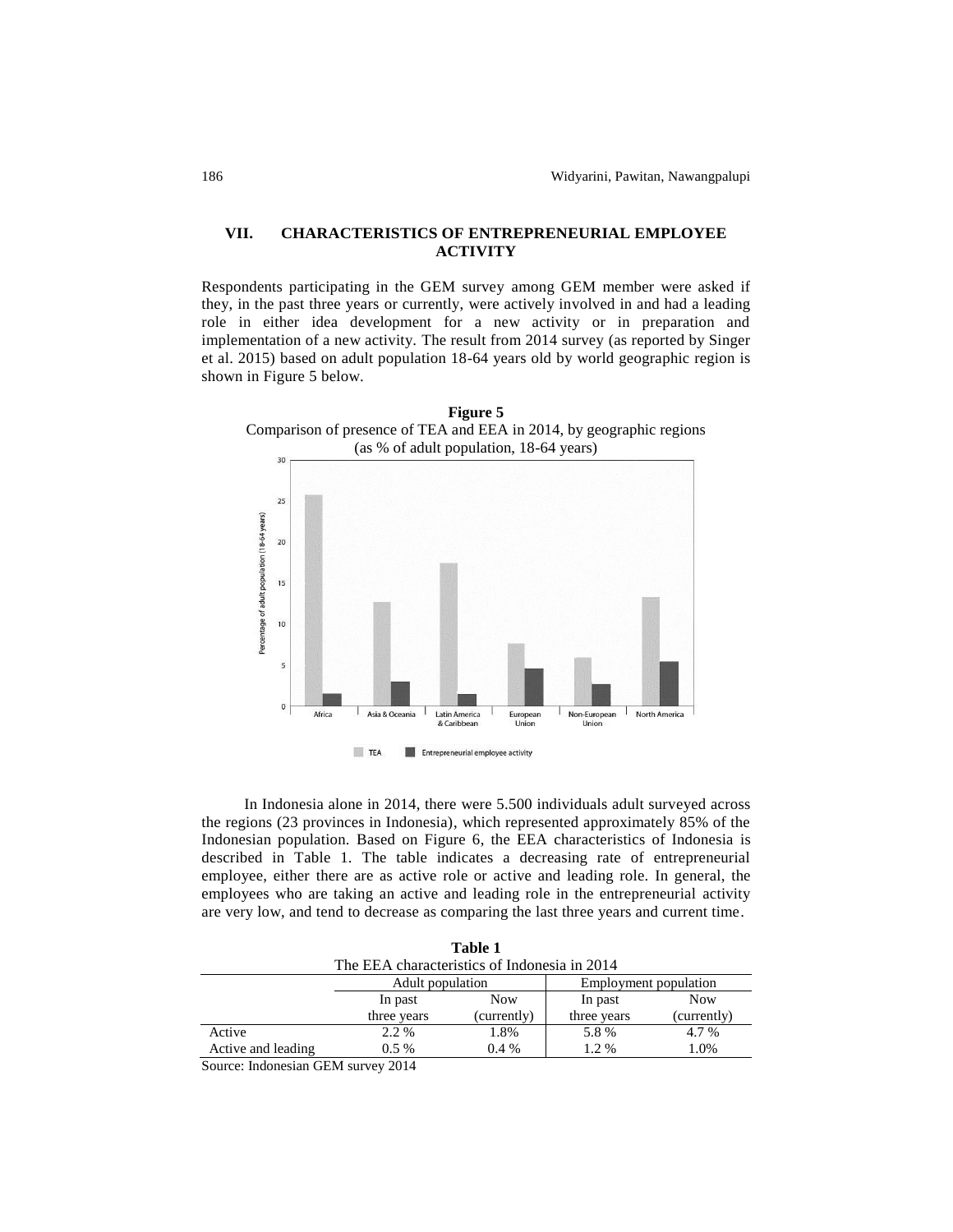## VII. CHARACTERISTICS OF ENTREPRENEURIAL EMPLOYEE ACTIVITY

Respondents participating in the GEM survey among GEM member were asked if they, in the past three years or currently, were actively involved in and had a leading role in either idea development for a new activity or in preparation and implementation of a new activity. The result from 2014 survey (as reported by Singer et al. 2015) based on adult population 18-64 years old by world geographic region is shown in Figure 5 below.

**Figure 5**
Comparison of presence of TEA and EEA in 2014, by geographic regions (as % of adult population, 18-64 years)

In Indonesia alone in 2014, there were 5.500 individuals adult surveyed across the regions (23 provinces in Indonesia), which represented approximately 85% of the Indonesian population. Based on Figure 6, the EEA characteristics of Indonesia is described in Table 1. The table indicates a decreasing rate of entrepreneurial employee, either there are as active role or active and leading role. In general, the employees who are taking an active and leading role in the entrepreneurial activity are very low, and tend to decrease as comparing the last three years and current time.

**Table 1**
The EEA characteristics of Indonesia in 2014

| | Adult population | | Employment population | |
|---|---|---|---|---|
| | In past three years | Now (currently) | In past three years | Now (currently) |
| Active | 2.2 % | 1.8% | 5.8 % | 4.7 % |
| Active and leading | 0.5 % | 0.4 % | 1.2 % | 1.0% |

Source: Indonesian GEM survey 2014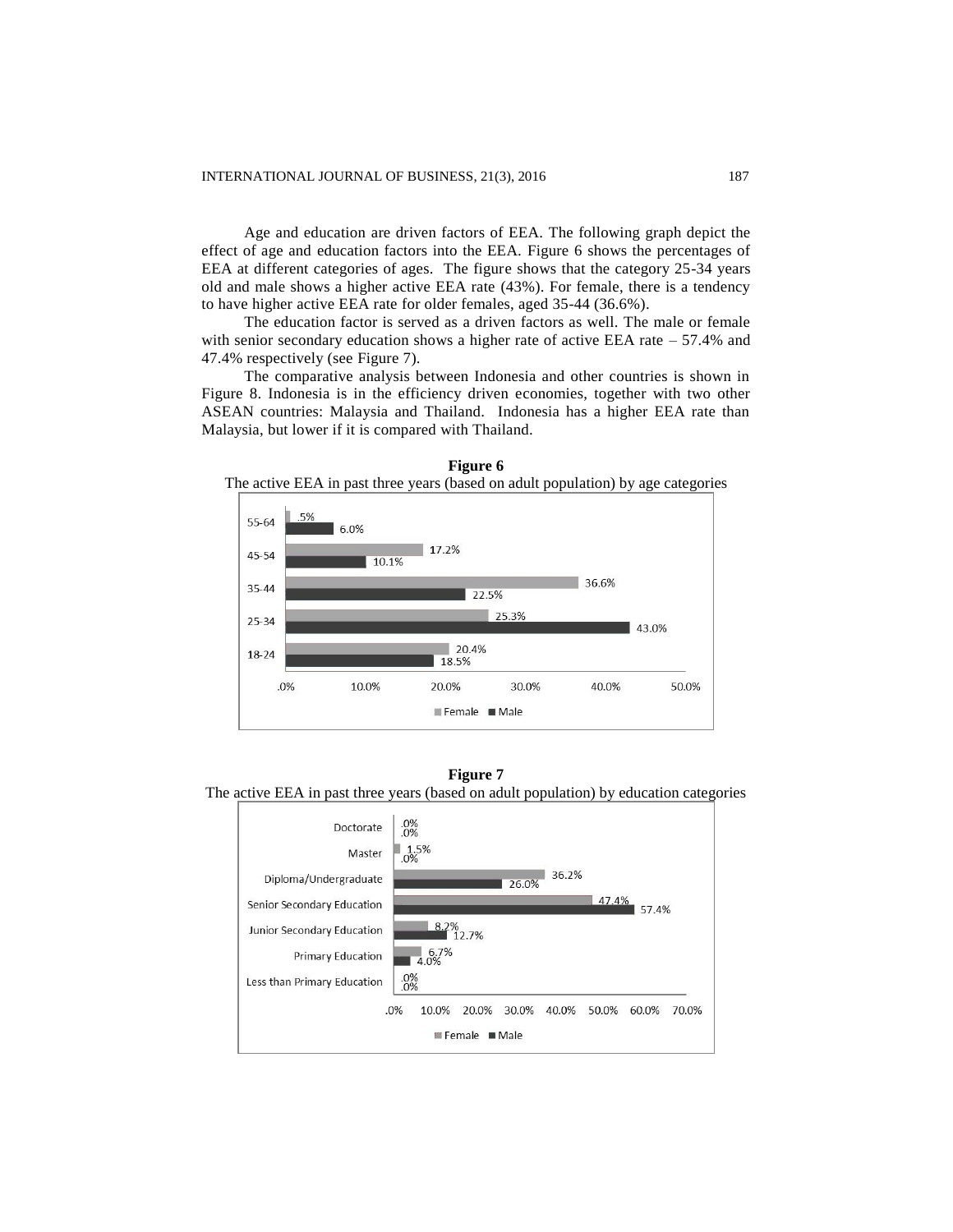Age and education are driven factors of EEA. The following graph depict the effect of age and education factors into the EEA. Figure 6 shows the percentages of EEA at different categories of ages. The figure shows that the category 25-34 years old and male shows a higher active EEA rate (43%). For female, there is a tendency to have higher active EEA rate for older females, aged 35-44 (36.6%).

The education factor is served as a driven factors as well. The male or female with senior secondary education shows a higher rate of active EEA rate – 57.4% and 47.4% respectively (see Figure 7).

The comparative analysis between Indonesia and other countries is shown in Figure 8. Indonesia is in the efficiency driven economies, together with two other ASEAN countries: Malaysia and Thailand. Indonesia has a higher EEA rate than Malaysia, but lower if it is compared with Thailand.

**Figure 6**

The active EEA in past three years (based on adult population) by age categories

| Age | Female | Male |
|---|---|---|
| 55-64 | .5% | 6.0% |
| 45-54 | 17.2% | 10.1% |
| 35-44 | 36.6% | 22.5% |
| 25-34 | 25.3% | 43.0% |
| 18-24 | 20.4% | 18.5% |

**Figure 7**

The active EEA in past three years (based on adult population) by education categories

| Education | Female | Male |
|---|---|---|
| Doctorate | .0% | .0% |
| Master | 1.5% | .0% |
| Diploma/Undergraduate | 36.2% | 26.0% |
| Senior Secondary Education | 47.4% | 57.4% |
| Junior Secondary Education | 8.2% | 12.7% |
| Primary Education | 6.7% | 4.0% |
| Less than Primary Education | .0% | .0% |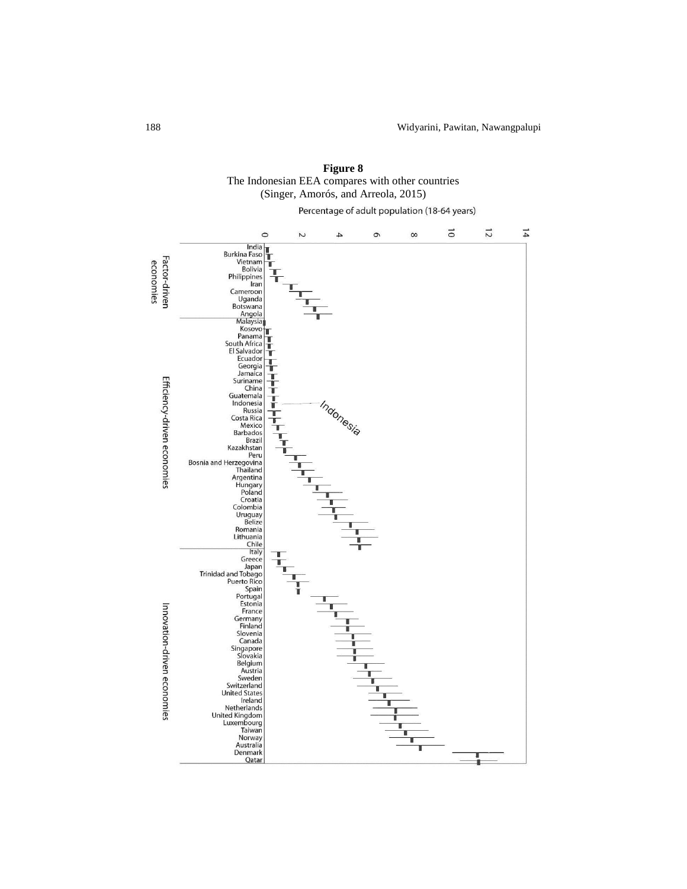**Figure 8**
The Indonesian EEA compares with other countries
(Singer, Amorós, and Arreola, 2015)

Percentage of adult population (18-64 years)

0 2 4 6 8 10 12 14

Factor-driven economies: India, Burkina Faso, Vietnam, Bolivia, Philippines, Iran, Cameroon, Uganda, Botswana, Angola

Efficiency-driven economies: Malaysia, Kosovo, Panama, South Africa, El Salvador, Ecuador, Georgia, Jamaica, Suriname, China, Guatemala, Indonesia, Russia, Costa Rica, Mexico, Barbados, Brazil, Kazakhstan, Peru, Bosnia and Herzegovina, Thailand, Argentina, Hungary, Poland, Croatia, Colombia, Uruguay, Belize, Romania, Lithuania, Chile

Innovation-driven economies: Italy, Greece, Japan, Trinidad and Tobago, Puerto Rico, Spain, Portugal, Estonia, France, Germany, Finland, Slovenia, Canada, Singapore, Slovakia, Belgium, Austria, Sweden, Switzerland, United States, Ireland, Netherlands, United Kingdom, Luxembourg, Taiwan, Norway, Australia, Denmark, Qatar

Indonesia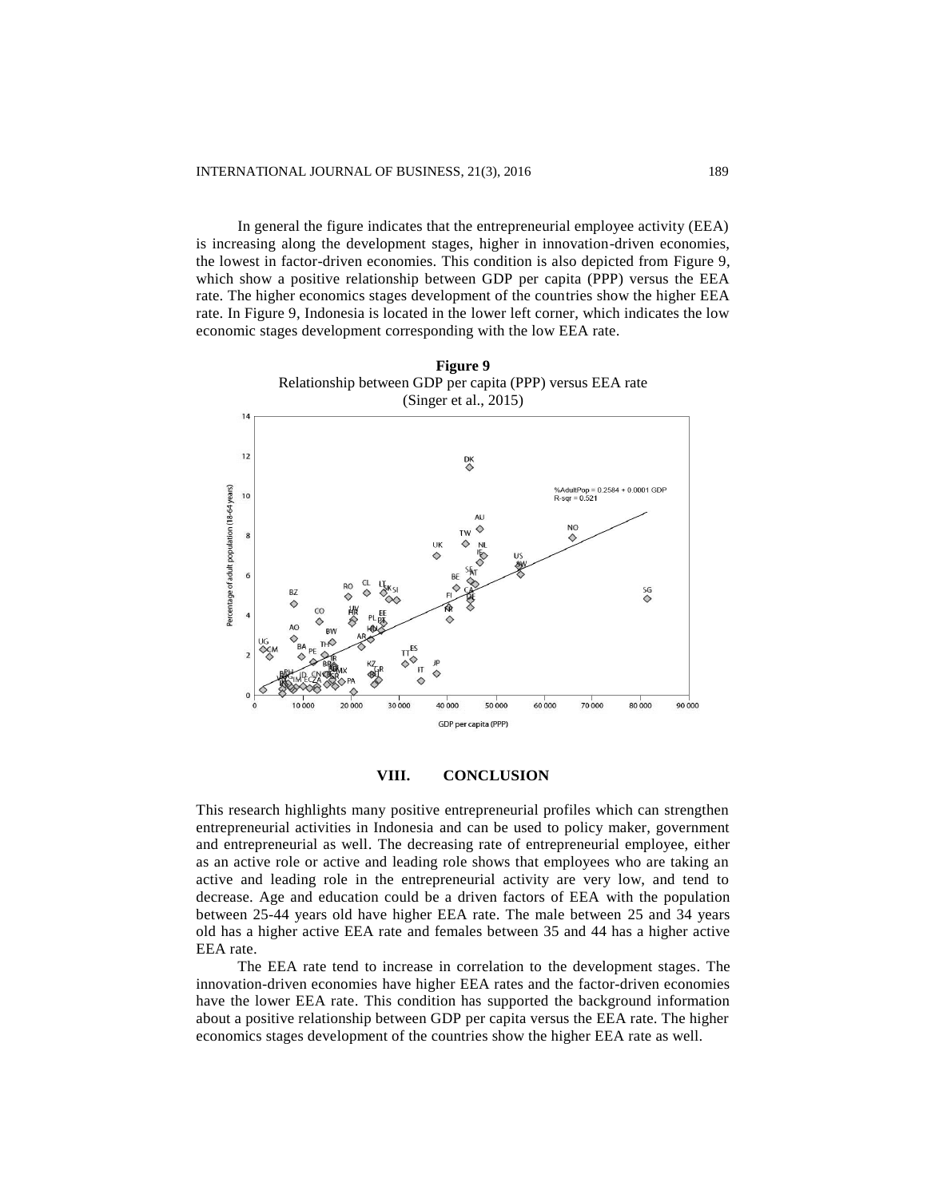In general the figure indicates that the entrepreneurial employee activity (EEA) is increasing along the development stages, higher in innovation-driven economies, the lowest in factor-driven economies. This condition is also depicted from Figure 9, which show a positive relationship between GDP per capita (PPP) versus the EEA rate. The higher economics stages development of the countries show the higher EEA rate. In Figure 9, Indonesia is located in the lower left corner, which indicates the low economic stages development corresponding with the low EEA rate.

**Figure 9**
Relationship between GDP per capita (PPP) versus EEA rate
(Singer et al., 2015)

## VIII. CONCLUSION

This research highlights many positive entrepreneurial profiles which can strengthen entrepreneurial activities in Indonesia and can be used to policy maker, government and entrepreneurial as well. The decreasing rate of entrepreneurial employee, either as an active role or active and leading role shows that employees who are taking an active and leading role in the entrepreneurial activity are very low, and tend to decrease. Age and education could be a driven factors of EEA with the population between 25-44 years old have higher EEA rate. The male between 25 and 34 years old has a higher active EEA rate and females between 35 and 44 has a higher active EEA rate.

The EEA rate tend to increase in correlation to the development stages. The innovation-driven economies have higher EEA rates and the factor-driven economies have the lower EEA rate. This condition has supported the background information about a positive relationship between GDP per capita versus the EEA rate. The higher economics stages development of the countries show the higher EEA rate as well.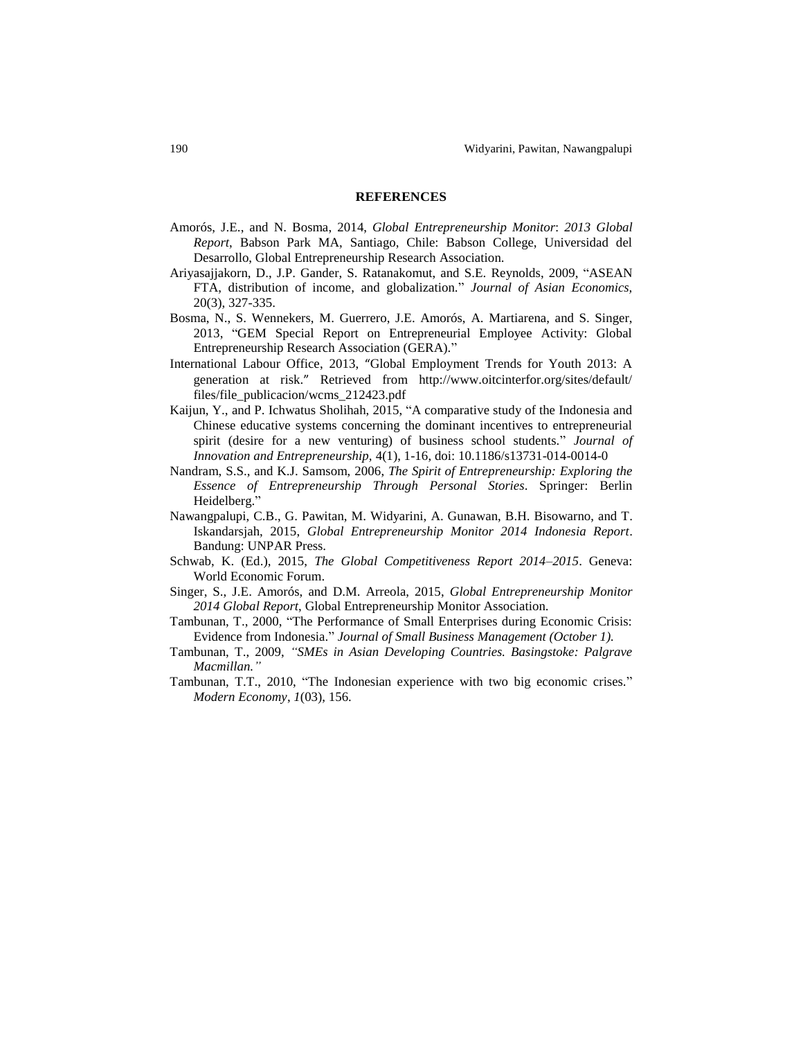## REFERENCES

Amorós, J.E., and N. Bosma, 2014, *Global Entrepreneurship Monitor*: *2013 Global Report*, Babson Park MA, Santiago, Chile: Babson College, Universidad del Desarrollo, Global Entrepreneurship Research Association.

Ariyasajjakorn, D., J.P. Gander, S. Ratanakomut, and S.E. Reynolds, 2009, "ASEAN FTA, distribution of income, and globalization." *Journal of Asian Economics,* 20(3), 327-335.

Bosma, N., S. Wennekers, M. Guerrero, J.E. Amorós, A. Martiarena, and S. Singer, 2013, "GEM Special Report on Entrepreneurial Employee Activity: Global Entrepreneurship Research Association (GERA)."

International Labour Office, 2013, "Global Employment Trends for Youth 2013: A generation at risk." Retrieved from http://www.oitcinterfor.org/sites/default/files/file_publicacion/wcms_212423.pdf

Kaijun, Y., and P. Ichwatus Sholihah, 2015, "A comparative study of the Indonesia and Chinese educative systems concerning the dominant incentives to entrepreneurial spirit (desire for a new venturing) of business school students." *Journal of Innovation and Entrepreneurship,* 4(1), 1-16, doi: 10.1186/s13731-014-0014-0

Nandram, S.S., and K.J. Samsom, 2006, *The Spirit of Entrepreneurship: Exploring the Essence of Entrepreneurship Through Personal Stories*. Springer: Berlin Heidelberg."

Nawangpalupi, C.B., G. Pawitan, M. Widyarini, A. Gunawan, B.H. Bisowarno, and T. Iskandarsjah, 2015, *Global Entrepreneurship Monitor 2014 Indonesia Report*. Bandung: UNPAR Press.

Schwab, K. (Ed.), 2015, *The Global Competitiveness Report 2014–2015*. Geneva: World Economic Forum.

Singer, S., J.E. Amorós, and D.M. Arreola, 2015, *Global Entrepreneurship Monitor 2014 Global Report*, Global Entrepreneurship Monitor Association.

Tambunan, T., 2000, "The Performance of Small Enterprises during Economic Crisis: Evidence from Indonesia." *Journal of Small Business Management (October 1).*

Tambunan, T., 2009, *"SMEs in Asian Developing Countries. Basingstoke: Palgrave Macmillan."*

Tambunan, T.T., 2010, "The Indonesian experience with two big economic crises." *Modern Economy*, *1*(03), 156.